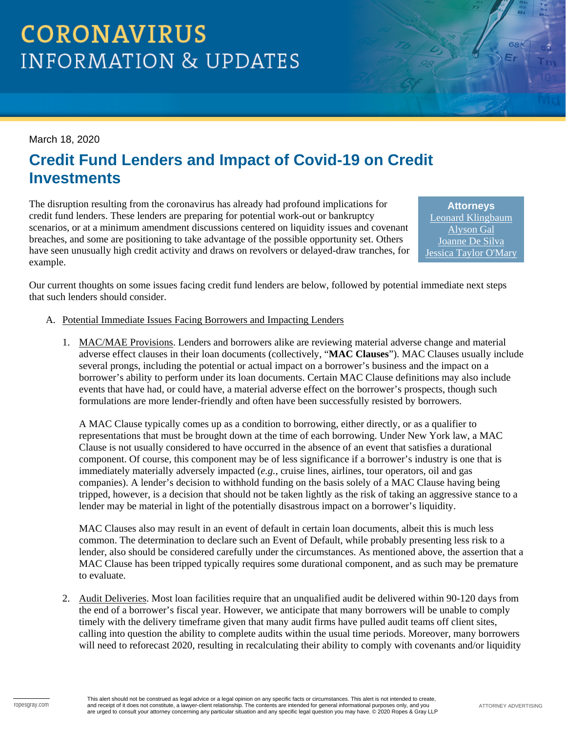# CORONAVIRUS
## INFORMATION & UPDATES

March 18, 2020

## Credit Fund Lenders and Impact of Covid-19 on Credit Investments

**Attorneys**
Leonard Klingbaum
Alyson Gal
Joanne De Silva
Jessica Taylor O'Mary

The disruption resulting from the coronavirus has already had profound implications for credit fund lenders. These lenders are preparing for potential work-out or bankruptcy scenarios, or at a minimum amendment discussions centered on liquidity issues and covenant breaches, and some are positioning to take advantage of the possible opportunity set. Others have seen unusually high credit activity and draws on revolvers or delayed-draw tranches, for example.

Our current thoughts on some issues facing credit fund lenders are below, followed by potential immediate next steps that such lenders should consider.

A. Potential Immediate Issues Facing Borrowers and Impacting Lenders

1. MAC/MAE Provisions. Lenders and borrowers alike are reviewing material adverse change and material adverse effect clauses in their loan documents (collectively, "**MAC Clauses**"). MAC Clauses usually include several prongs, including the potential or actual impact on a borrower's business and the impact on a borrower's ability to perform under its loan documents. Certain MAC Clause definitions may also include events that have had, or could have, a material adverse effect on the borrower's prospects, though such formulations are more lender-friendly and often have been successfully resisted by borrowers.

   A MAC Clause typically comes up as a condition to borrowing, either directly, or as a qualifier to representations that must be brought down at the time of each borrowing. Under New York law, a MAC Clause is not usually considered to have occurred in the absence of an event that satisfies a durational component. Of course, this component may be of less significance if a borrower's industry is one that is immediately materially adversely impacted (*e.g.*, cruise lines, airlines, tour operators, oil and gas companies). A lender's decision to withhold funding on the basis solely of a MAC Clause having being tripped, however, is a decision that should not be taken lightly as the risk of taking an aggressive stance to a lender may be material in light of the potentially disastrous impact on a borrower's liquidity.

   MAC Clauses also may result in an event of default in certain loan documents, albeit this is much less common. The determination to declare such an Event of Default, while probably presenting less risk to a lender, also should be considered carefully under the circumstances. As mentioned above, the assertion that a MAC Clause has been tripped typically requires some durational component, and as such may be premature to evaluate.

2. Audit Deliveries. Most loan facilities require that an unqualified audit be delivered within 90-120 days from the end of a borrower's fiscal year. However, we anticipate that many borrowers will be unable to comply timely with the delivery timeframe given that many audit firms have pulled audit teams off client sites, calling into question the ability to complete audits within the usual time periods. Moreover, many borrowers will need to reforecast 2020, resulting in recalculating their ability to comply with covenants and/or liquidity

This alert should not be construed as legal advice or a legal opinion on any specific facts or circumstances. This alert is not intended to create, and receipt of it does not constitute, a lawyer-client relationship. The contents are intended for general informational purposes only, and you are urged to consult your attorney concerning any particular situation and any specific legal question you may have. © 2020 Ropes & Gray LLP

ATTORNEY ADVERTISING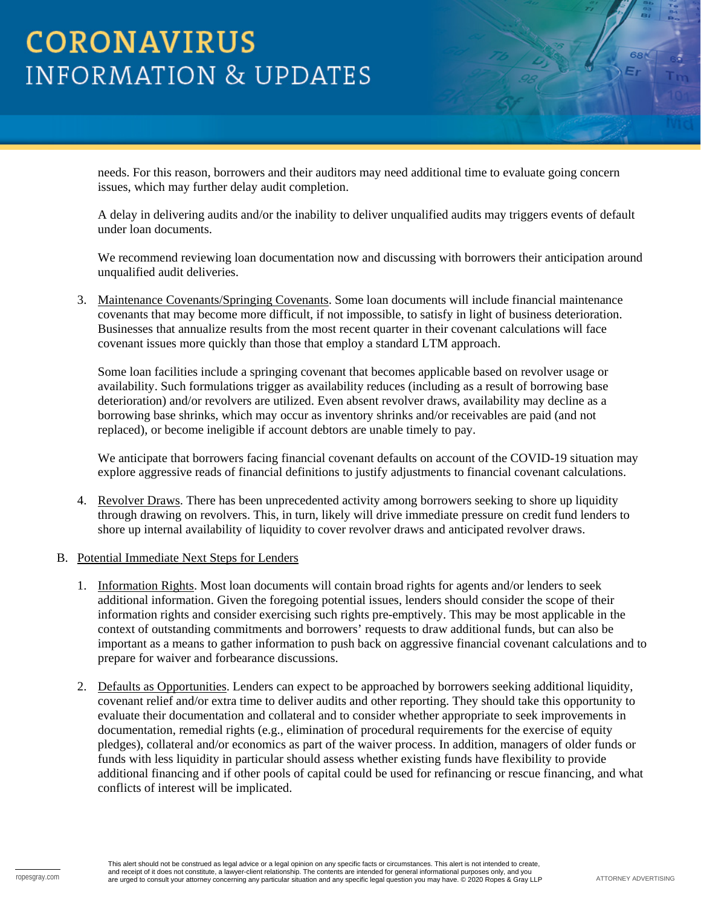needs. For this reason, borrowers and their auditors may need additional time to evaluate going concern issues, which may further delay audit completion.

A delay in delivering audits and/or the inability to deliver unqualified audits may triggers events of default under loan documents.

We recommend reviewing loan documentation now and discussing with borrowers their anticipation around unqualified audit deliveries.

3. Maintenance Covenants/Springing Covenants. Some loan documents will include financial maintenance covenants that may become more difficult, if not impossible, to satisfy in light of business deterioration. Businesses that annualize results from the most recent quarter in their covenant calculations will face covenant issues more quickly than those that employ a standard LTM approach.

   Some loan facilities include a springing covenant that becomes applicable based on revolver usage or availability. Such formulations trigger as availability reduces (including as a result of borrowing base deterioration) and/or revolvers are utilized. Even absent revolver draws, availability may decline as a borrowing base shrinks, which may occur as inventory shrinks and/or receivables are paid (and not replaced), or become ineligible if account debtors are unable timely to pay.

   We anticipate that borrowers facing financial covenant defaults on account of the COVID-19 situation may explore aggressive reads of financial definitions to justify adjustments to financial covenant calculations.

4. Revolver Draws. There has been unprecedented activity among borrowers seeking to shore up liquidity through drawing on revolvers. This, in turn, likely will drive immediate pressure on credit fund lenders to shore up internal availability of liquidity to cover revolver draws and anticipated revolver draws.

B. Potential Immediate Next Steps for Lenders

1. Information Rights. Most loan documents will contain broad rights for agents and/or lenders to seek additional information. Given the foregoing potential issues, lenders should consider the scope of their information rights and consider exercising such rights pre-emptively. This may be most applicable in the context of outstanding commitments and borrowers' requests to draw additional funds, but can also be important as a means to gather information to push back on aggressive financial covenant calculations and to prepare for waiver and forbearance discussions.

2. Defaults as Opportunities. Lenders can expect to be approached by borrowers seeking additional liquidity, covenant relief and/or extra time to deliver audits and other reporting. They should take this opportunity to evaluate their documentation and collateral and to consider whether appropriate to seek improvements in documentation, remedial rights (e.g., elimination of procedural requirements for the exercise of equity pledges), collateral and/or economics as part of the waiver process. In addition, managers of older funds or funds with less liquidity in particular should assess whether existing funds have flexibility to provide additional financing and if other pools of capital could be used for refinancing or rescue financing, and what conflicts of interest will be implicated.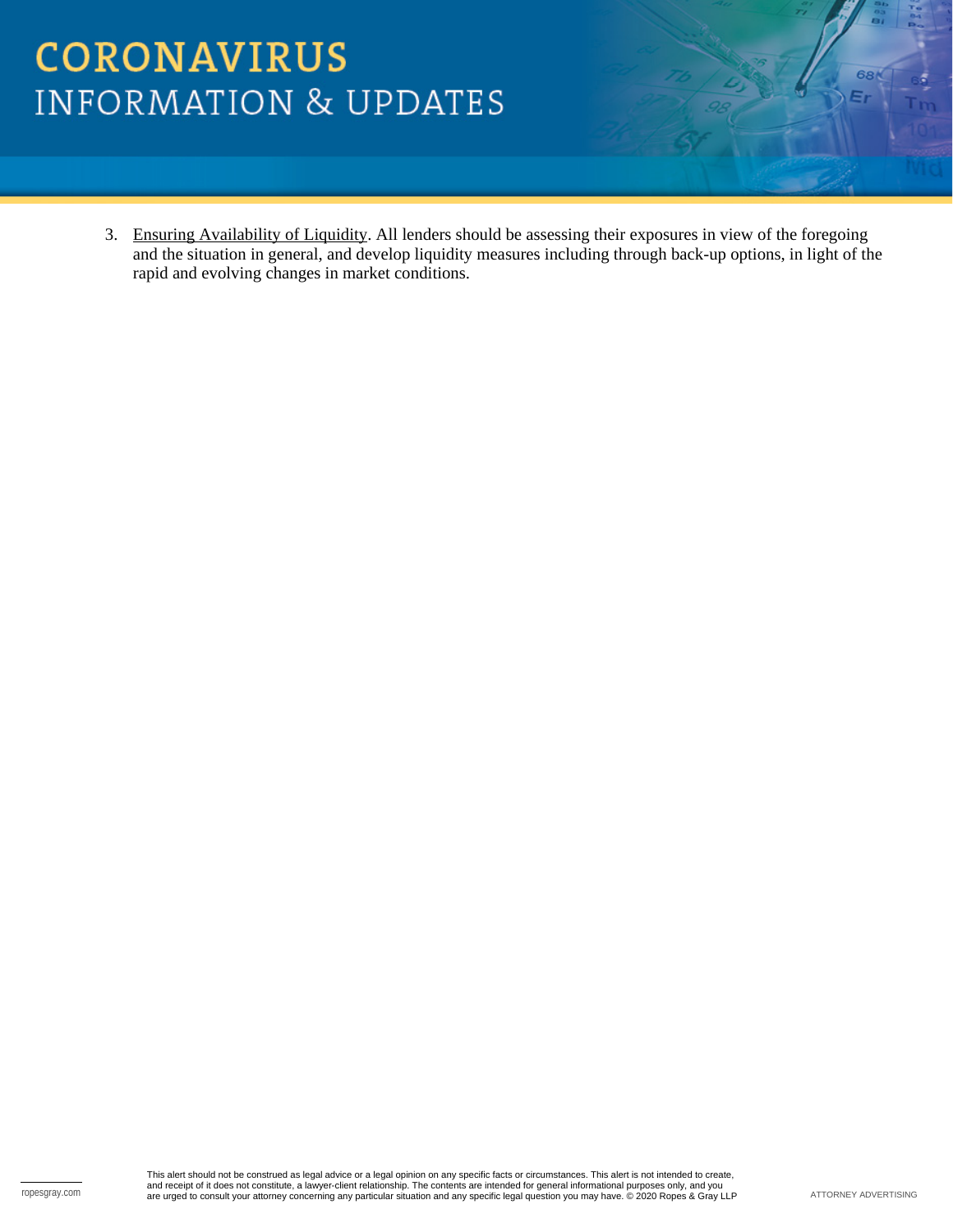3. Ensuring Availability of Liquidity. All lenders should be assessing their exposures in view of the foregoing and the situation in general, and develop liquidity measures including through back-up options, in light of the rapid and evolving changes in market conditions.